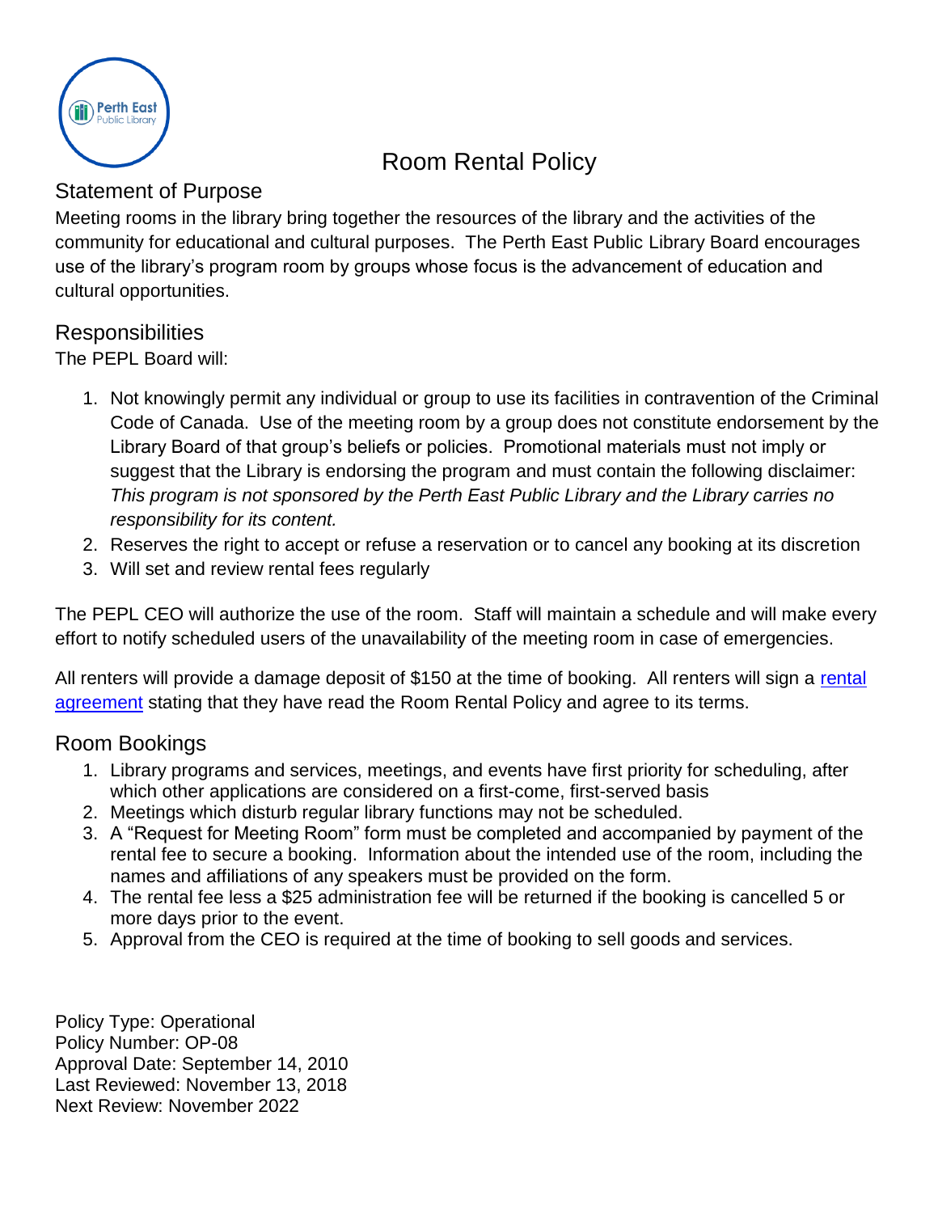# Room Rental Policy

## Statement of Purpose

Meeting rooms in the library bring together the resources of the library and the activities of the community for educational and cultural purposes. The Perth East Public Library Board encourages use of the library's program room by groups whose focus is the advancement of education and cultural opportunities.

## Responsibilities

The PEPL Board will:

1. Not knowingly permit any individual or group to use its facilities in contravention of the Criminal Code of Canada. Use of the meeting room by a group does not constitute endorsement by the Library Board of that group's beliefs or policies. Promotional materials must not imply or suggest that the Library is endorsing the program and must contain the following disclaimer: *This program is not sponsored by the Perth East Public Library and the Library carries no responsibility for its content.*
2. Reserves the right to accept or refuse a reservation or to cancel any booking at its discretion
3. Will set and review rental fees regularly

The PEPL CEO will authorize the use of the room. Staff will maintain a schedule and will make every effort to notify scheduled users of the unavailability of the meeting room in case of emergencies.

All renters will provide a damage deposit of $150 at the time of booking. All renters will sign a rental agreement stating that they have read the Room Rental Policy and agree to its terms.

## Room Bookings

1. Library programs and services, meetings, and events have first priority for scheduling, after which other applications are considered on a first-come, first-served basis
2. Meetings which disturb regular library functions may not be scheduled.
3. A "Request for Meeting Room" form must be completed and accompanied by payment of the rental fee to secure a booking. Information about the intended use of the room, including the names and affiliations of any speakers must be provided on the form.
4. The rental fee less a $25 administration fee will be returned if the booking is cancelled 5 or more days prior to the event.
5. Approval from the CEO is required at the time of booking to sell goods and services.

Policy Type: Operational
Policy Number: OP-08
Approval Date: September 14, 2010
Last Reviewed: November 13, 2018
Next Review: November 2022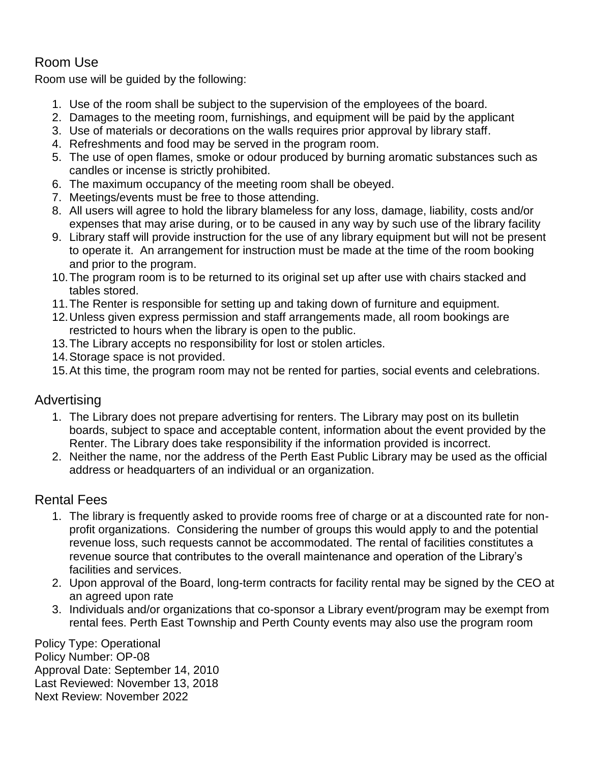## Room Use

Room use will be guided by the following:

1. Use of the room shall be subject to the supervision of the employees of the board.
2. Damages to the meeting room, furnishings, and equipment will be paid by the applicant
3. Use of materials or decorations on the walls requires prior approval by library staff.
4. Refreshments and food may be served in the program room.
5. The use of open flames, smoke or odour produced by burning aromatic substances such as candles or incense is strictly prohibited.
6. The maximum occupancy of the meeting room shall be obeyed.
7. Meetings/events must be free to those attending.
8. All users will agree to hold the library blameless for any loss, damage, liability, costs and/or expenses that may arise during, or to be caused in any way by such use of the library facility
9. Library staff will provide instruction for the use of any library equipment but will not be present to operate it. An arrangement for instruction must be made at the time of the room booking and prior to the program.
10. The program room is to be returned to its original set up after use with chairs stacked and tables stored.
11. The Renter is responsible for setting up and taking down of furniture and equipment.
12. Unless given express permission and staff arrangements made, all room bookings are restricted to hours when the library is open to the public.
13. The Library accepts no responsibility for lost or stolen articles.
14. Storage space is not provided.
15. At this time, the program room may not be rented for parties, social events and celebrations.

## Advertising

1. The Library does not prepare advertising for renters. The Library may post on its bulletin boards, subject to space and acceptable content, information about the event provided by the Renter. The Library does take responsibility if the information provided is incorrect.
2. Neither the name, nor the address of the Perth East Public Library may be used as the official address or headquarters of an individual or an organization.

## Rental Fees

1. The library is frequently asked to provide rooms free of charge or at a discounted rate for non-profit organizations. Considering the number of groups this would apply to and the potential revenue loss, such requests cannot be accommodated. The rental of facilities constitutes a revenue source that contributes to the overall maintenance and operation of the Library's facilities and services.
2. Upon approval of the Board, long-term contracts for facility rental may be signed by the CEO at an agreed upon rate
3. Individuals and/or organizations that co-sponsor a Library event/program may be exempt from rental fees. Perth East Township and Perth County events may also use the program room

Policy Type: Operational
Policy Number: OP-08
Approval Date: September 14, 2010
Last Reviewed: November 13, 2018
Next Review: November 2022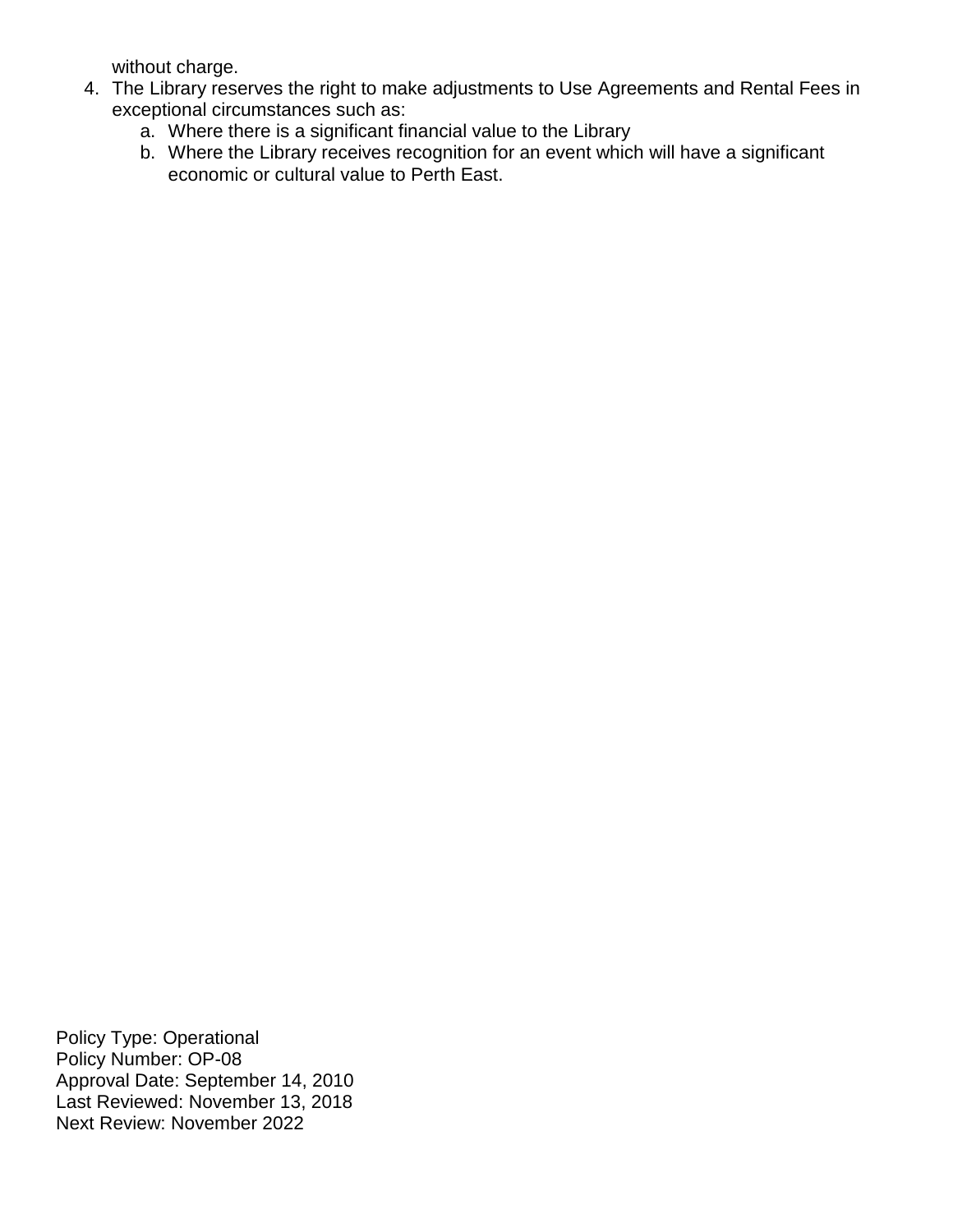without charge.

4. The Library reserves the right to make adjustments to Use Agreements and Rental Fees in exceptional circumstances such as:
    a. Where there is a significant financial value to the Library
    b. Where the Library receives recognition for an event which will have a significant economic or cultural value to Perth East.

Policy Type: Operational
Policy Number: OP-08
Approval Date: September 14, 2010
Last Reviewed: November 13, 2018
Next Review: November 2022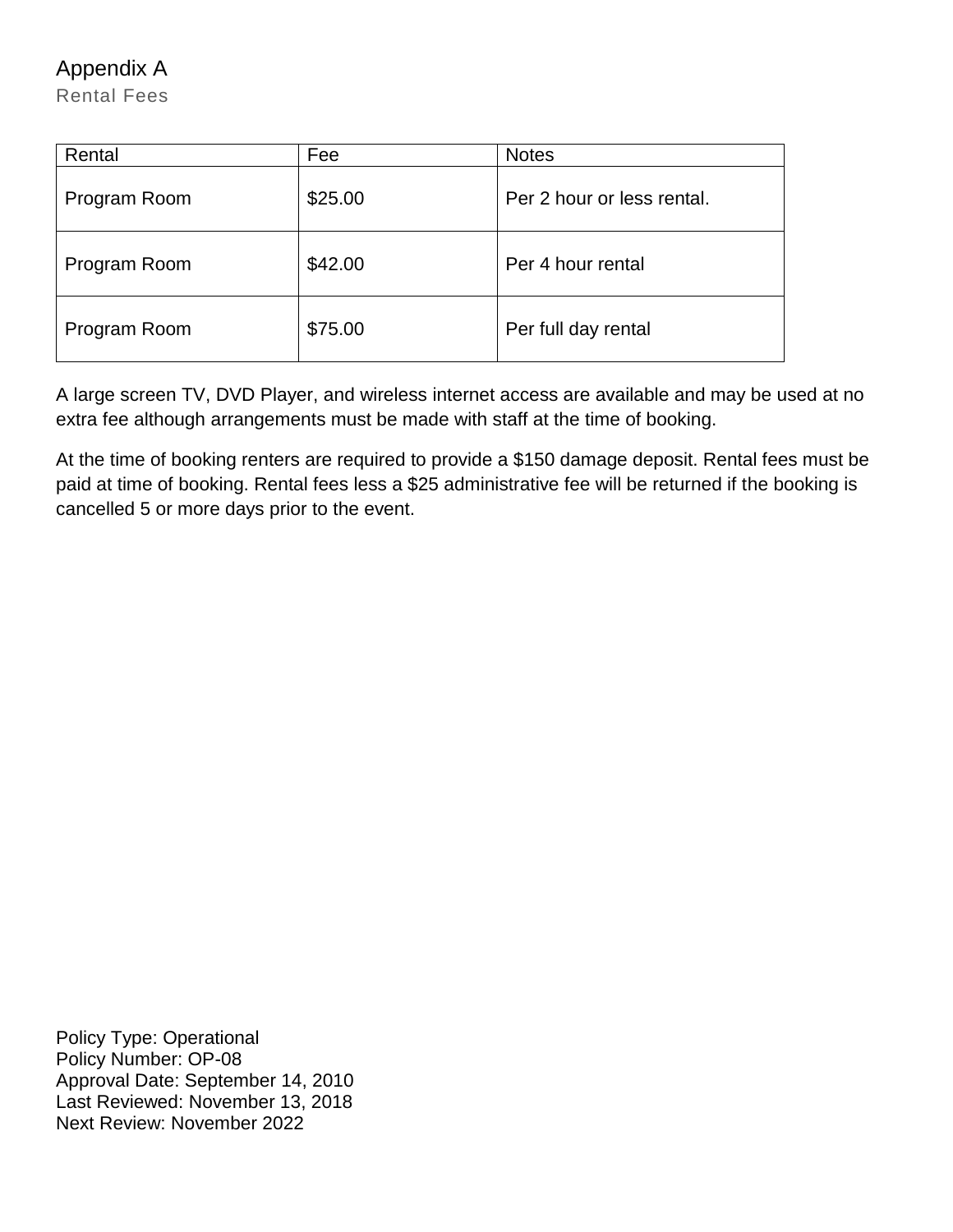# Appendix A

## Rental Fees

| Rental | Fee | Notes |
| --- | --- | --- |
| Program Room | $25.00 | Per 2 hour or less rental. |
| Program Room | $42.00 | Per 4 hour rental |
| Program Room | $75.00 | Per full day rental |

A large screen TV, DVD Player, and wireless internet access are available and may be used at no extra fee although arrangements must be made with staff at the time of booking.

At the time of booking renters are required to provide a $150 damage deposit. Rental fees must be paid at time of booking. Rental fees less a $25 administrative fee will be returned if the booking is cancelled 5 or more days prior to the event.

Policy Type: Operational
Policy Number: OP-08
Approval Date: September 14, 2010
Last Reviewed: November 13, 2018
Next Review: November 2022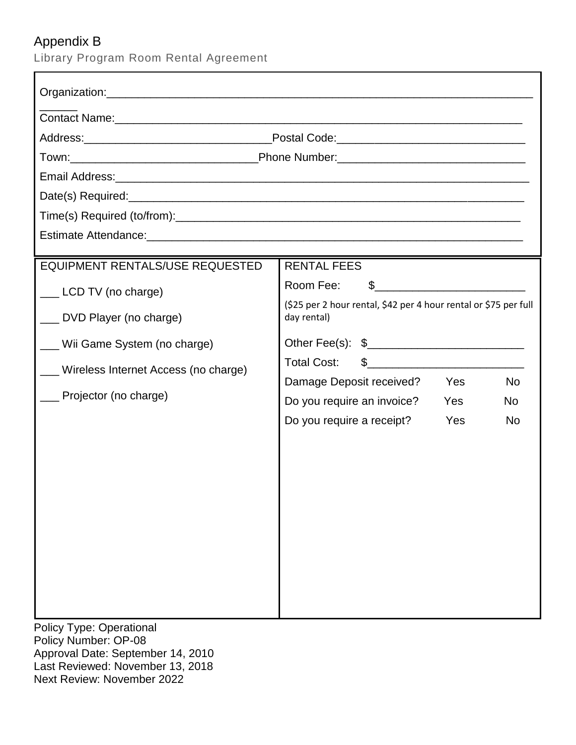# Appendix B

Library Program Room Rental Agreement

Organization:______________________________________________________________________

Contact Name:____________________________________________________________________

Address:______________________________Postal Code:______________________________

Town:______________________________Phone Number:______________________________

Email Address:____________________________________________________________________

Date(s) Required:_________________________________________________________________

Time(s) Required (to/from):__________________________________________________________

Estimate Attendance:_______________________________________________________________

| EQUIPMENT RENTALS/USE REQUESTED | RENTAL FEES |
|---|---|
| ___ LCD TV (no charge) | Room Fee: $________________________ |
| ___ DVD Player (no charge) | ($25 per 2 hour rental, $42 per 4 hour rental or $75 per full day rental) |
| ___ Wii Game System (no charge) | Other Fee(s): $________________________ |
| ___ Wireless Internet Access (no charge) | Total Cost: $________________________ |
| ___ Projector (no charge) | Damage Deposit received? Yes No |
| | Do you require an invoice? Yes No |
| | Do you require a receipt? Yes No |

Policy Type: Operational
Policy Number: OP-08
Approval Date: September 14, 2010
Last Reviewed: November 13, 2018
Next Review: November 2022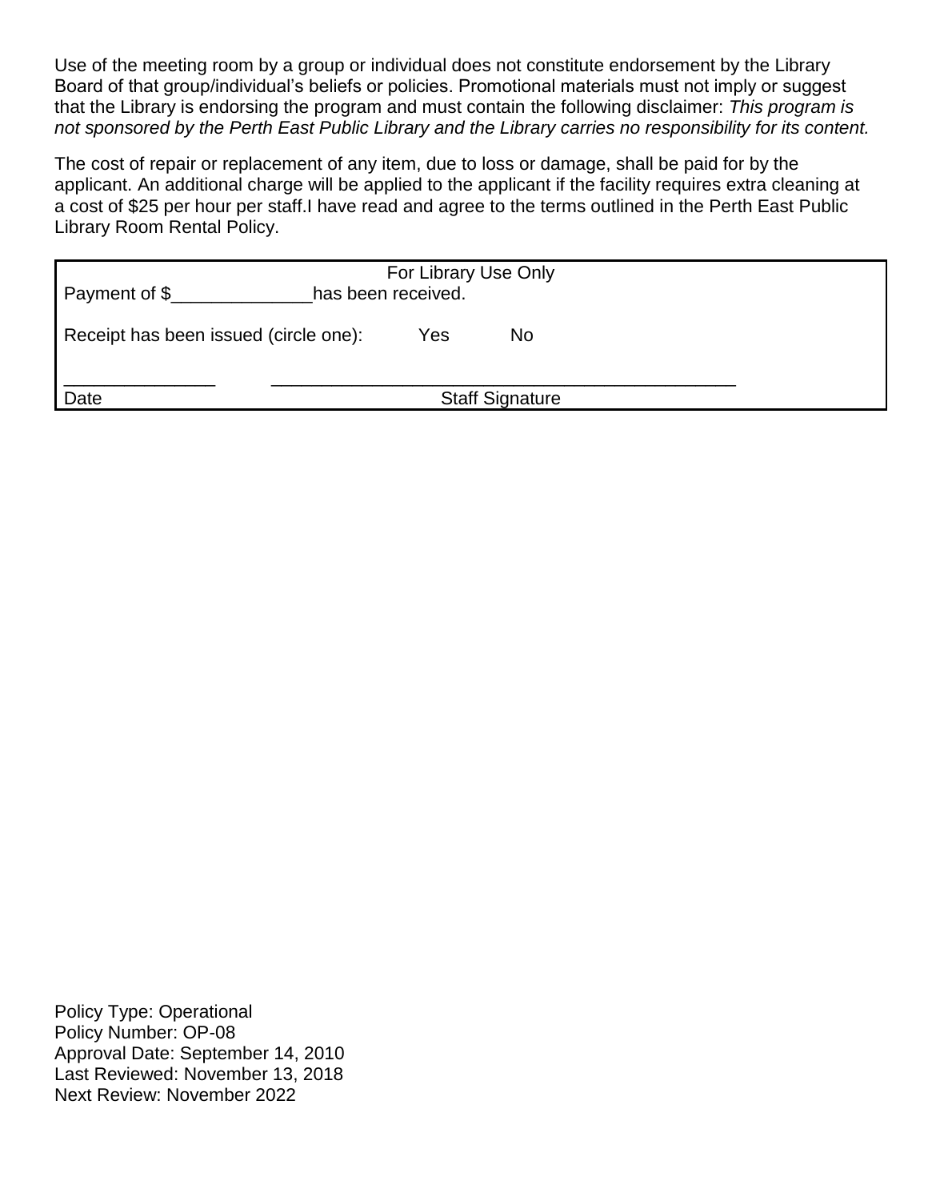Use of the meeting room by a group or individual does not constitute endorsement by the Library Board of that group/individual's beliefs or policies. Promotional materials must not imply or suggest that the Library is endorsing the program and must contain the following disclaimer: *This program is not sponsored by the Perth East Public Library and the Library carries no responsibility for its content.*

The cost of repair or replacement of any item, due to loss or damage, shall be paid for by the applicant. An additional charge will be applied to the applicant if the facility requires extra cleaning at a cost of $25 per hour per staff.I have read and agree to the terms outlined in the Perth East Public Library Room Rental Policy.

| For Library Use Only |
|---|
| Payment of $______________has been received. |
| Receipt has been issued (circle one): Yes No |
| _______________ _______________________________________________ |
| Date Staff Signature |

Policy Type: Operational
Policy Number: OP-08
Approval Date: September 14, 2010
Last Reviewed: November 13, 2018
Next Review: November 2022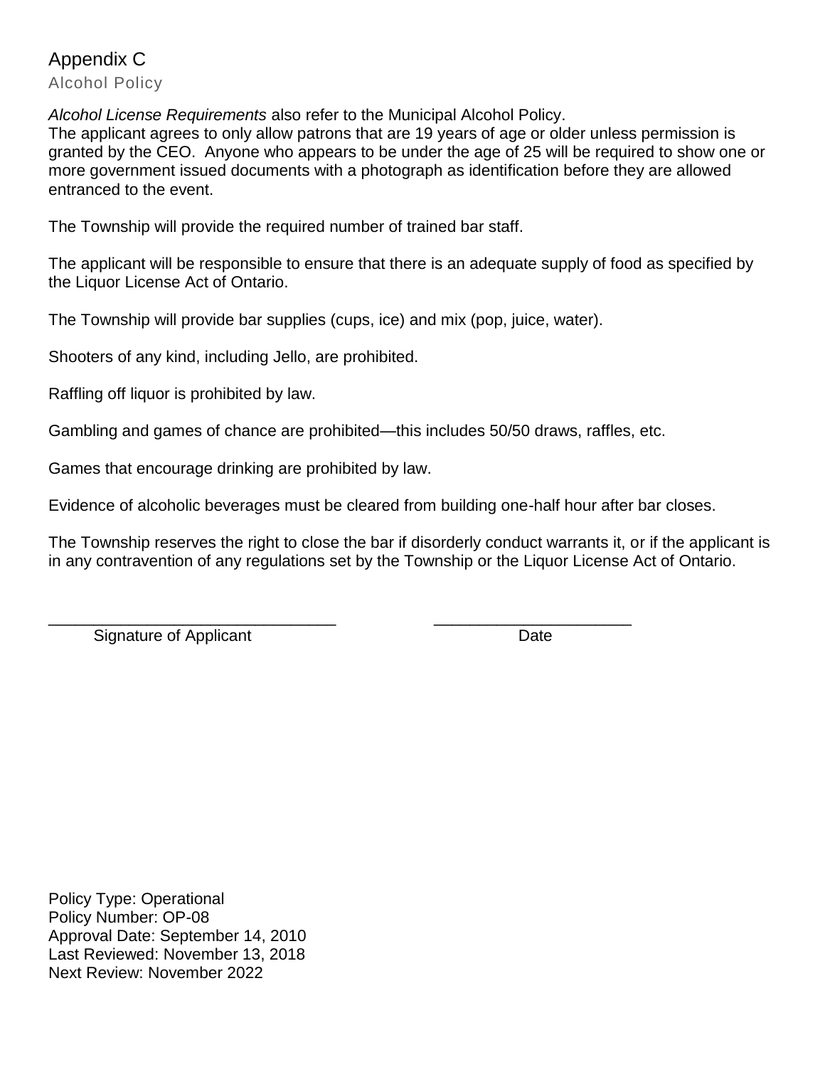## Appendix C

### Alcohol Policy

*Alcohol License Requirements* also refer to the Municipal Alcohol Policy.
The applicant agrees to only allow patrons that are 19 years of age or older unless permission is granted by the CEO. Anyone who appears to be under the age of 25 will be required to show one or more government issued documents with a photograph as identification before they are allowed entranced to the event.

The Township will provide the required number of trained bar staff.

The applicant will be responsible to ensure that there is an adequate supply of food as specified by the Liquor License Act of Ontario.

The Township will provide bar supplies (cups, ice) and mix (pop, juice, water).

Shooters of any kind, including Jello, are prohibited.

Raffling off liquor is prohibited by law.

Gambling and games of chance are prohibited—this includes 50/50 draws, raffles, etc.

Games that encourage drinking are prohibited by law.

Evidence of alcoholic beverages must be cleared from building one-half hour after bar closes.

The Township reserves the right to close the bar if disorderly conduct warrants it, or if the applicant is in any contravention of any regulations set by the Township or the Liquor License Act of Ontario.

________________________________ ______________________

Signature of Applicant Date

Policy Type: Operational
Policy Number: OP-08
Approval Date: September 14, 2010
Last Reviewed: November 13, 2018
Next Review: November 2022